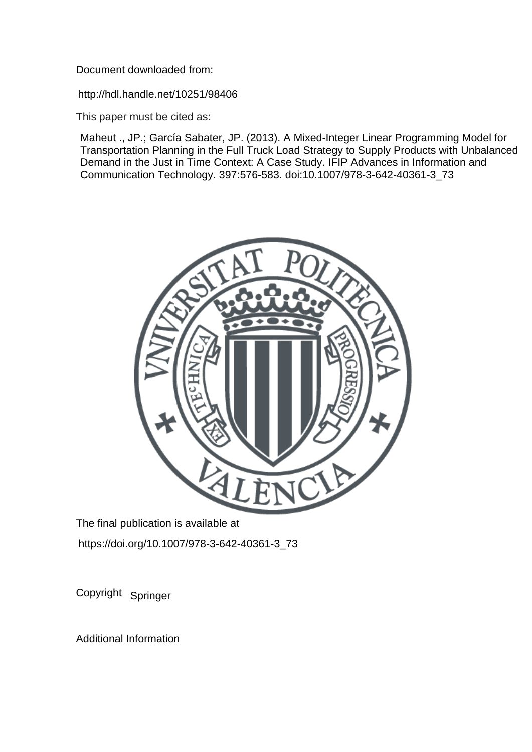Document downloaded from:

http://hdl.handle.net/10251/98406

This paper must be cited as:

Maheut ., JP.; García Sabater, JP. (2013). A Mixed-Integer Linear Programming Model for Transportation Planning in the Full Truck Load Strategy to Supply Products with Unbalanced Demand in the Just in Time Context: A Case Study. IFIP Advances in Information and Communication Technology. 397:576-583. doi:10.1007/978-3-642-40361-3_73

The final publication is available at

https://doi.org/10.1007/978-3-642-40361-3_73

Copyright Springer

Additional Information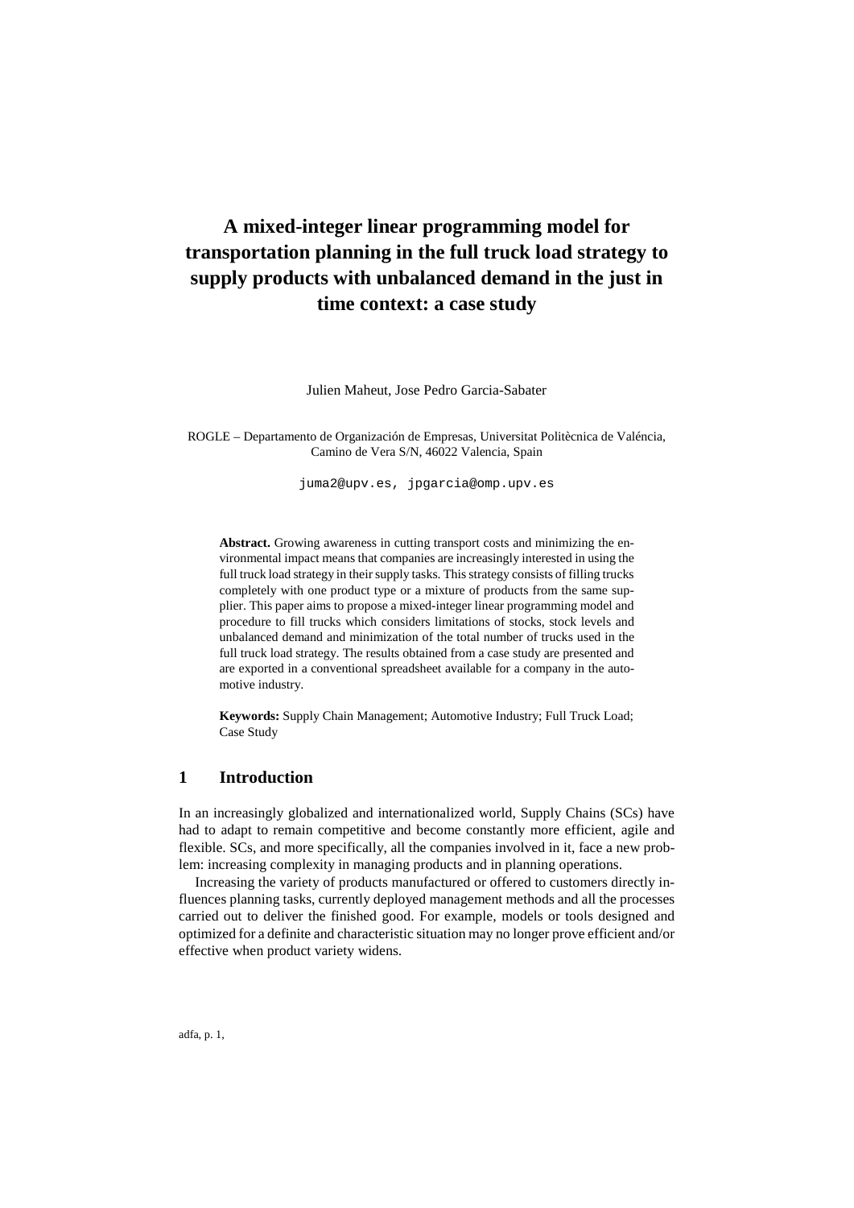# A mixed-integer linear programming model for transportation planning in the full truck load strategy to supply products with unbalanced demand in the just in time context: a case study

Julien Maheut, Jose Pedro Garcia-Sabater

ROGLE – Departamento de Organización de Empresas, Universitat Politècnica de Valéncia, Camino de Vera S/N, 46022 Valencia, Spain

juma2@upv.es, jpgarcia@omp.upv.es

**Abstract.** Growing awareness in cutting transport costs and minimizing the environmental impact means that companies are increasingly interested in using the full truck load strategy in their supply tasks. This strategy consists of filling trucks completely with one product type or a mixture of products from the same supplier. This paper aims to propose a mixed-integer linear programming model and procedure to fill trucks which considers limitations of stocks, stock levels and unbalanced demand and minimization of the total number of trucks used in the full truck load strategy. The results obtained from a case study are presented and are exported in a conventional spreadsheet available for a company in the automotive industry.

**Keywords:** Supply Chain Management; Automotive Industry; Full Truck Load; Case Study

## 1 Introduction

In an increasingly globalized and internationalized world, Supply Chains (SCs) have had to adapt to remain competitive and become constantly more efficient, agile and flexible. SCs, and more specifically, all the companies involved in it, face a new problem: increasing complexity in managing products and in planning operations.

Increasing the variety of products manufactured or offered to customers directly influences planning tasks, currently deployed management methods and all the processes carried out to deliver the finished good. For example, models or tools designed and optimized for a definite and characteristic situation may no longer prove efficient and/or effective when product variety widens.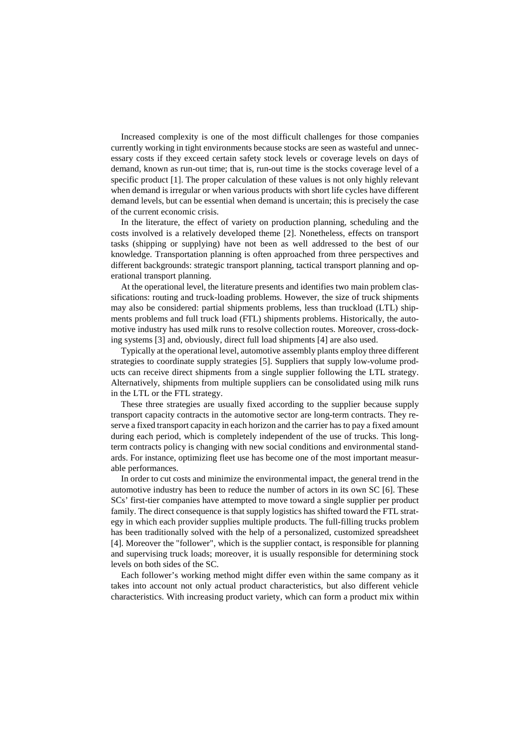Increased complexity is one of the most difficult challenges for those companies currently working in tight environments because stocks are seen as wasteful and unnecessary costs if they exceed certain safety stock levels or coverage levels on days of demand, known as run-out time; that is, run-out time is the stocks coverage level of a specific product [1]. The proper calculation of these values is not only highly relevant when demand is irregular or when various products with short life cycles have different demand levels, but can be essential when demand is uncertain; this is precisely the case of the current economic crisis.

In the literature, the effect of variety on production planning, scheduling and the costs involved is a relatively developed theme [2]. Nonetheless, effects on transport tasks (shipping or supplying) have not been as well addressed to the best of our knowledge. Transportation planning is often approached from three perspectives and different backgrounds: strategic transport planning, tactical transport planning and operational transport planning.

At the operational level, the literature presents and identifies two main problem classifications: routing and truck-loading problems. However, the size of truck shipments may also be considered: partial shipments problems, less than truckload (LTL) shipments problems and full truck load (FTL) shipments problems. Historically, the automotive industry has used milk runs to resolve collection routes. Moreover, cross-docking systems [3] and, obviously, direct full load shipments [4] are also used.

Typically at the operational level, automotive assembly plants employ three different strategies to coordinate supply strategies [5]. Suppliers that supply low-volume products can receive direct shipments from a single supplier following the LTL strategy. Alternatively, shipments from multiple suppliers can be consolidated using milk runs in the LTL or the FTL strategy.

These three strategies are usually fixed according to the supplier because supply transport capacity contracts in the automotive sector are long-term contracts. They reserve a fixed transport capacity in each horizon and the carrier has to pay a fixed amount during each period, which is completely independent of the use of trucks. This long-term contracts policy is changing with new social conditions and environmental standards. For instance, optimizing fleet use has become one of the most important measurable performances.

In order to cut costs and minimize the environmental impact, the general trend in the automotive industry has been to reduce the number of actors in its own SC [6]. These SCs' first-tier companies have attempted to move toward a single supplier per product family. The direct consequence is that supply logistics has shifted toward the FTL strategy in which each provider supplies multiple products. The full-filling trucks problem has been traditionally solved with the help of a personalized, customized spreadsheet [4]. Moreover the "follower", which is the supplier contact, is responsible for planning and supervising truck loads; moreover, it is usually responsible for determining stock levels on both sides of the SC.

Each follower's working method might differ even within the same company as it takes into account not only actual product characteristics, but also different vehicle characteristics. With increasing product variety, which can form a product mix within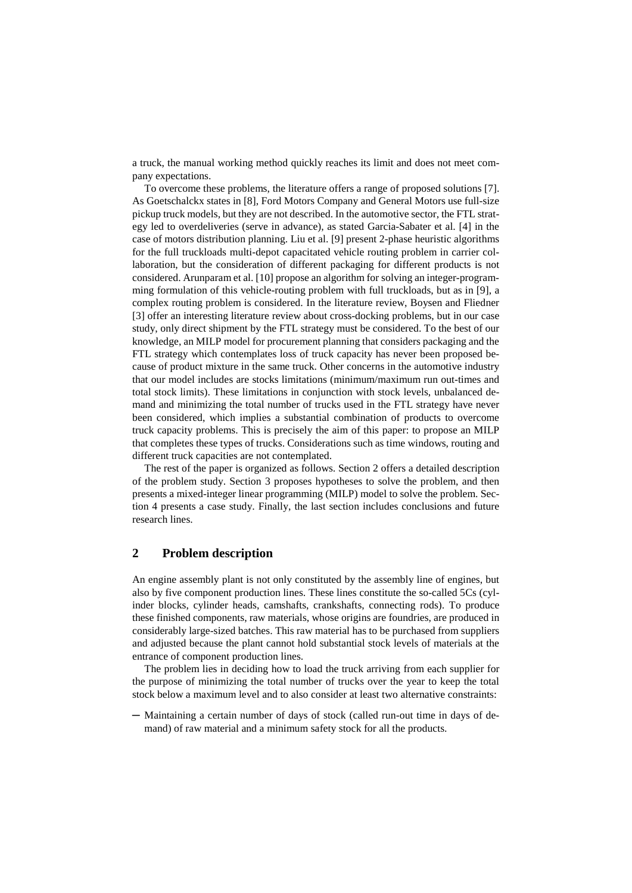a truck, the manual working method quickly reaches its limit and does not meet company expectations.

To overcome these problems, the literature offers a range of proposed solutions [7]. As Goetschalckx states in [8], Ford Motors Company and General Motors use full-size pickup truck models, but they are not described. In the automotive sector, the FTL strategy led to overdeliveries (serve in advance), as stated Garcia-Sabater et al. [4] in the case of motors distribution planning. Liu et al. [9] present 2-phase heuristic algorithms for the full truckloads multi-depot capacitated vehicle routing problem in carrier collaboration, but the consideration of different packaging for different products is not considered. Arunparam et al. [10] propose an algorithm for solving an integer-programming formulation of this vehicle-routing problem with full truckloads, but as in [9], a complex routing problem is considered. In the literature review, Boysen and Fliedner [3] offer an interesting literature review about cross-docking problems, but in our case study, only direct shipment by the FTL strategy must be considered. To the best of our knowledge, an MILP model for procurement planning that considers packaging and the FTL strategy which contemplates loss of truck capacity has never been proposed because of product mixture in the same truck. Other concerns in the automotive industry that our model includes are stocks limitations (minimum/maximum run out-times and total stock limits). These limitations in conjunction with stock levels, unbalanced demand and minimizing the total number of trucks used in the FTL strategy have never been considered, which implies a substantial combination of products to overcome truck capacity problems. This is precisely the aim of this paper: to propose an MILP that completes these types of trucks. Considerations such as time windows, routing and different truck capacities are not contemplated.

The rest of the paper is organized as follows. Section 2 offers a detailed description of the problem study. Section 3 proposes hypotheses to solve the problem, and then presents a mixed-integer linear programming (MILP) model to solve the problem. Section 4 presents a case study. Finally, the last section includes conclusions and future research lines.

## 2 Problem description

An engine assembly plant is not only constituted by the assembly line of engines, but also by five component production lines. These lines constitute the so-called 5Cs (cylinder blocks, cylinder heads, camshafts, crankshafts, connecting rods). To produce these finished components, raw materials, whose origins are foundries, are produced in considerably large-sized batches. This raw material has to be purchased from suppliers and adjusted because the plant cannot hold substantial stock levels of materials at the entrance of component production lines.

The problem lies in deciding how to load the truck arriving from each supplier for the purpose of minimizing the total number of trucks over the year to keep the total stock below a maximum level and to also consider at least two alternative constraints:

- Maintaining a certain number of days of stock (called run-out time in days of demand) of raw material and a minimum safety stock for all the products.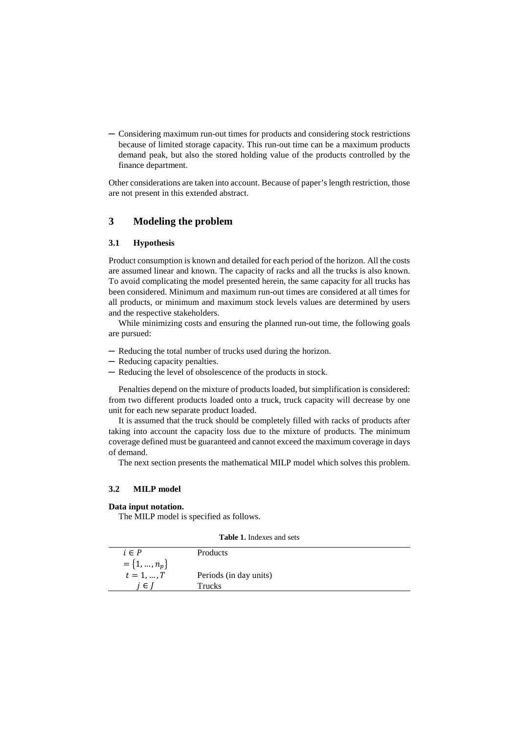- Considering maximum run-out times for products and considering stock restrictions because of limited storage capacity. This run-out time can be a maximum products demand peak, but also the stored holding value of the products controlled by the finance department.

Other considerations are taken into account. Because of paper's length restriction, those are not present in this extended abstract.

## 3 Modeling the problem

### 3.1 Hypothesis

Product consumption is known and detailed for each period of the horizon. All the costs are assumed linear and known. The capacity of racks and all the trucks is also known. To avoid complicating the model presented herein, the same capacity for all trucks has been considered. Minimum and maximum run-out times are considered at all times for all products, or minimum and maximum stock levels values are determined by users and the respective stakeholders.

While minimizing costs and ensuring the planned run-out time, the following goals are pursued:

- Reducing the total number of trucks used during the horizon.
- Reducing capacity penalties.
- Reducing the level of obsolescence of the products in stock.

Penalties depend on the mixture of products loaded, but simplification is considered: from two different products loaded onto a truck, truck capacity will decrease by one unit for each new separate product loaded.

It is assumed that the truck should be completely filled with racks of products after taking into account the capacity loss due to the mixture of products. The minimum coverage defined must be guaranteed and cannot exceed the maximum coverage in days of demand.

The next section presents the mathematical MILP model which solves this problem.

### 3.2 MILP model

**Data input notation.**

The MILP model is specified as follows.

**Table 1.** Indexes and sets

| | |
|---|---|
| $i \in P = \{1, \ldots, n_p\}$ | Products |
| $t = 1, \ldots, T$ | Periods (in day units) |
| $j \in J$ | Trucks |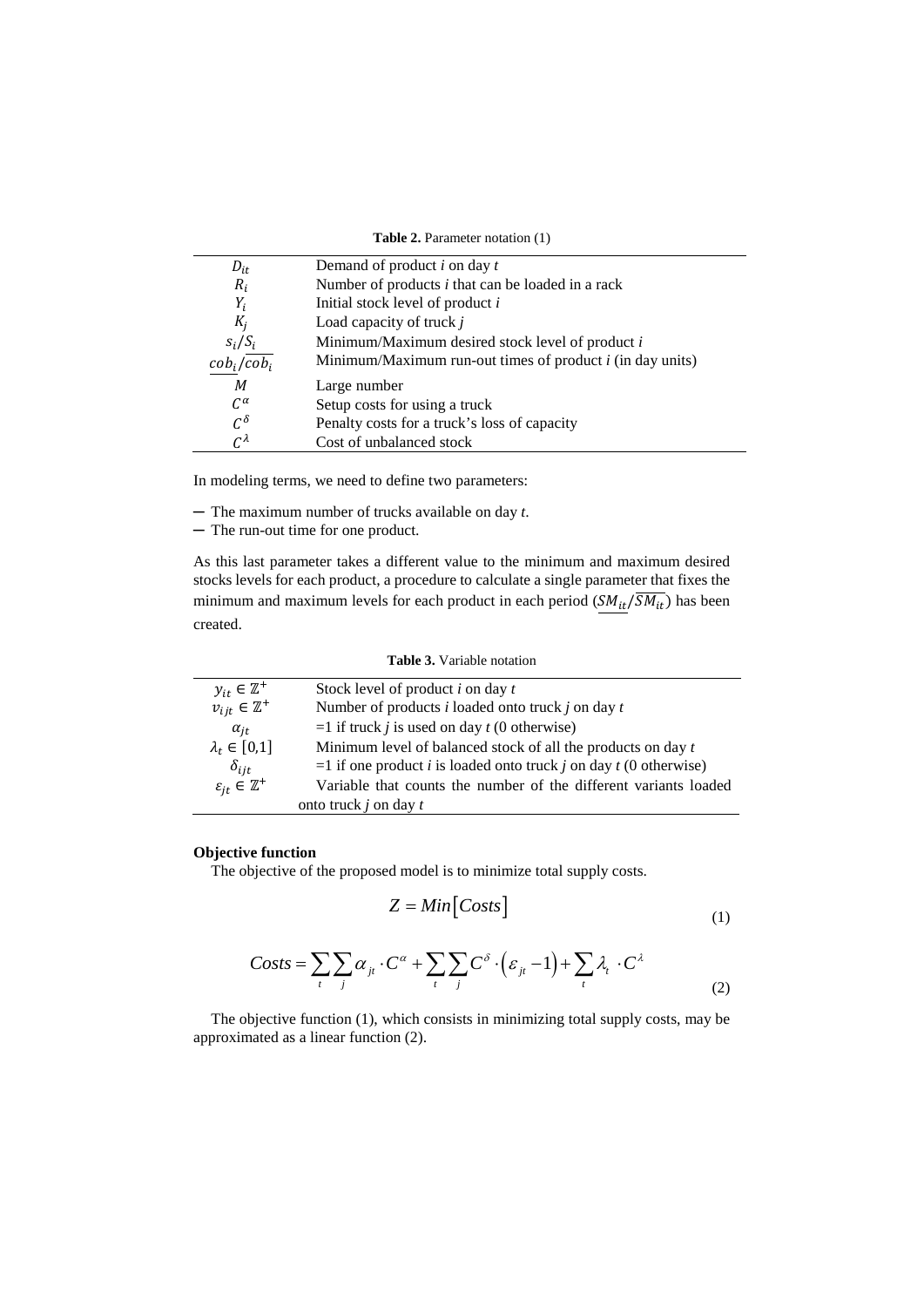**Table 2.** Parameter notation (1)

| | |
|---|---|
| $D_{it}$ | Demand of product $i$ on day $t$ |
| $R_i$ | Number of products $i$ that can be loaded in a rack |
| $Y_i$ | Initial stock level of product $i$ |
| $K_j$ | Load capacity of truck $j$ |
| $s_i/S_i$ | Minimum/Maximum desired stock level of product $i$ |
| $\underline{cob_i}/\overline{cob_i}$ | Minimum/Maximum run-out times of product $i$ (in day units) |
| $M$ | Large number |
| $C^{\alpha}$ | Setup costs for using a truck |
| $C^{\delta}$ | Penalty costs for a truck's loss of capacity |
| $C^{\lambda}$ | Cost of unbalanced stock |

In modeling terms, we need to define two parameters:

- The maximum number of trucks available on day $t$.
- The run-out time for one product.

As this last parameter takes a different value to the minimum and maximum desired stocks levels for each product, a procedure to calculate a single parameter that fixes the minimum and maximum levels for each product in each period ($\underline{SM_{it}}/\overline{SM_{it}}$) has been created.

**Table 3.** Variable notation

| | |
|---|---|
| $y_{it} \in \mathbb{Z}^{+}$ | Stock level of product $i$ on day $t$ |
| $v_{ijt} \in \mathbb{Z}^{+}$ | Number of products $i$ loaded onto truck $j$ on day $t$ |
| $\alpha_{jt}$ | =1 if truck $j$ is used on day $t$ (0 otherwise) |
| $\lambda_t \in [0,1]$ | Minimum level of balanced stock of all the products on day $t$ |
| $\delta_{ijt}$ | =1 if one product $i$ is loaded onto truck $j$ on day $t$ (0 otherwise) |
| $\varepsilon_{jt} \in \mathbb{Z}^{+}$ | Variable that counts the number of the different variants loaded onto truck $j$ on day $t$ |

**Objective function**

The objective of the proposed model is to minimize total supply costs.

$$Z = Min\left[Costs\right] \tag{1}$$

$$Costs = \sum_{t}\sum_{j}\alpha_{jt}\cdot C^{\alpha} + \sum_{t}\sum_{j}C^{\delta}\cdot\left(\varepsilon_{jt}-1\right) + \sum_{t}\lambda_{t}\cdot C^{\lambda} \tag{2}$$

The objective function (1), which consists in minimizing total supply costs, may be approximated as a linear function (2).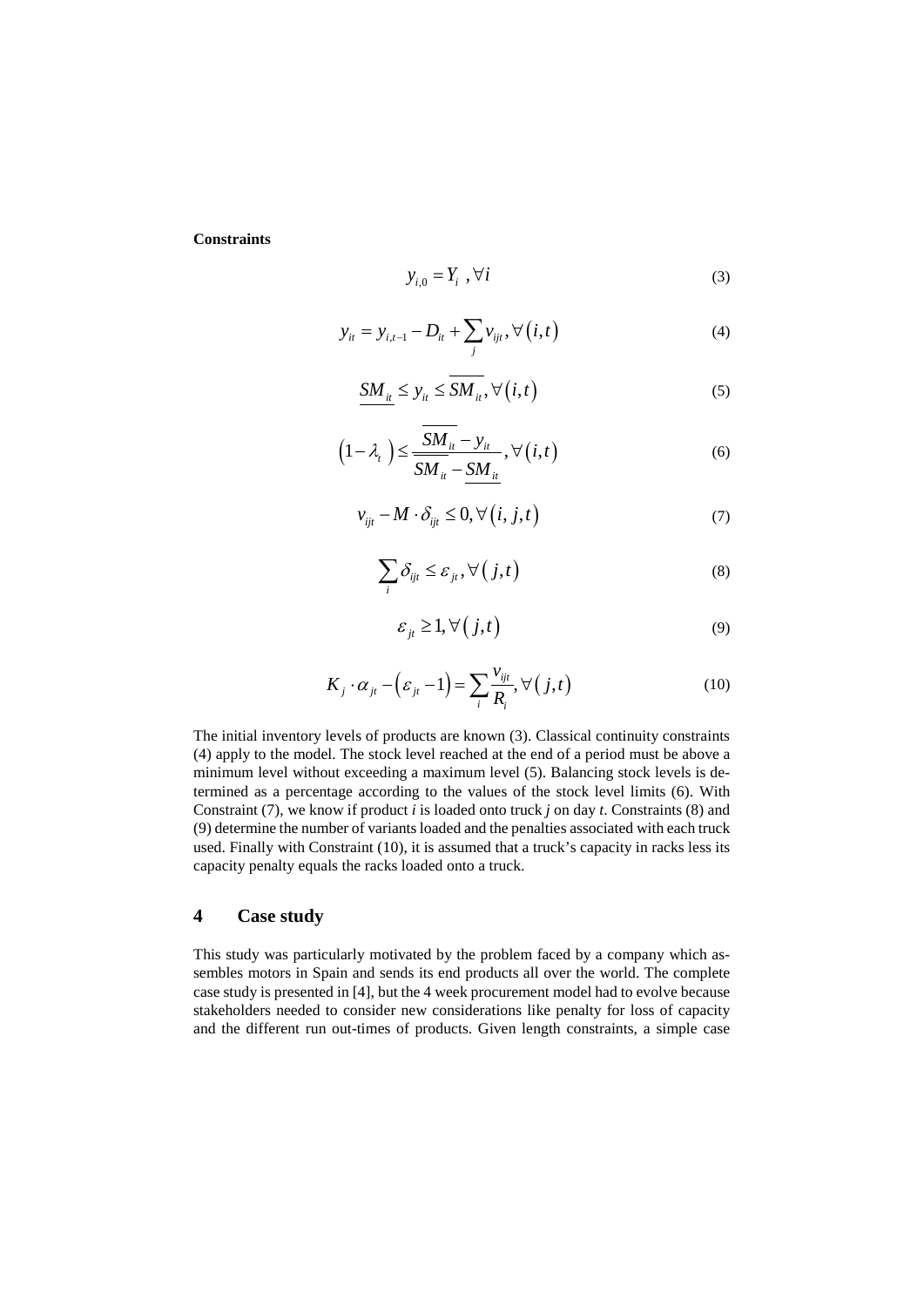**Constraints**

$$y_{i,0} = Y_i \ , \forall i \tag{3}$$

$$y_{it} = y_{i,t-1} - D_{it} + \sum_j v_{ijt}, \forall (i,t) \tag{4}$$

$$\underline{SM_{it}} \leq y_{it} \leq \overline{SM_{it}}, \forall (i,t) \tag{5}$$

$$(1 - \lambda_t) \leq \frac{\overline{SM_{it}} - y_{it}}{\overline{SM_{it}} - \underline{SM_{it}}}, \forall (i,t) \tag{6}$$

$$v_{ijt} - M \cdot \delta_{ijt} \leq 0, \forall (i,j,t) \tag{7}$$

$$\sum_i \delta_{ijt} \leq \varepsilon_{jt}, \forall (j,t) \tag{8}$$

$$\varepsilon_{jt} \geq 1, \forall (j,t) \tag{9}$$

$$K_j \cdot \alpha_{jt} - (\varepsilon_{jt} - 1) = \sum_i \frac{v_{ijt}}{R_i}, \forall (j,t) \tag{10}$$

The initial inventory levels of products are known (3). Classical continuity constraints (4) apply to the model. The stock level reached at the end of a period must be above a minimum level without exceeding a maximum level (5). Balancing stock levels is determined as a percentage according to the values of the stock level limits (6). With Constraint (7), we know if product $i$ is loaded onto truck $j$ on day $t$. Constraints (8) and (9) determine the number of variants loaded and the penalties associated with each truck used. Finally with Constraint (10), it is assumed that a truck's capacity in racks less its capacity penalty equals the racks loaded onto a truck.

## 4 Case study

This study was particularly motivated by the problem faced by a company which assembles motors in Spain and sends its end products all over the world. The complete case study is presented in [4], but the 4 week procurement model had to evolve because stakeholders needed to consider new considerations like penalty for loss of capacity and the different run out-times of products. Given length constraints, a simple case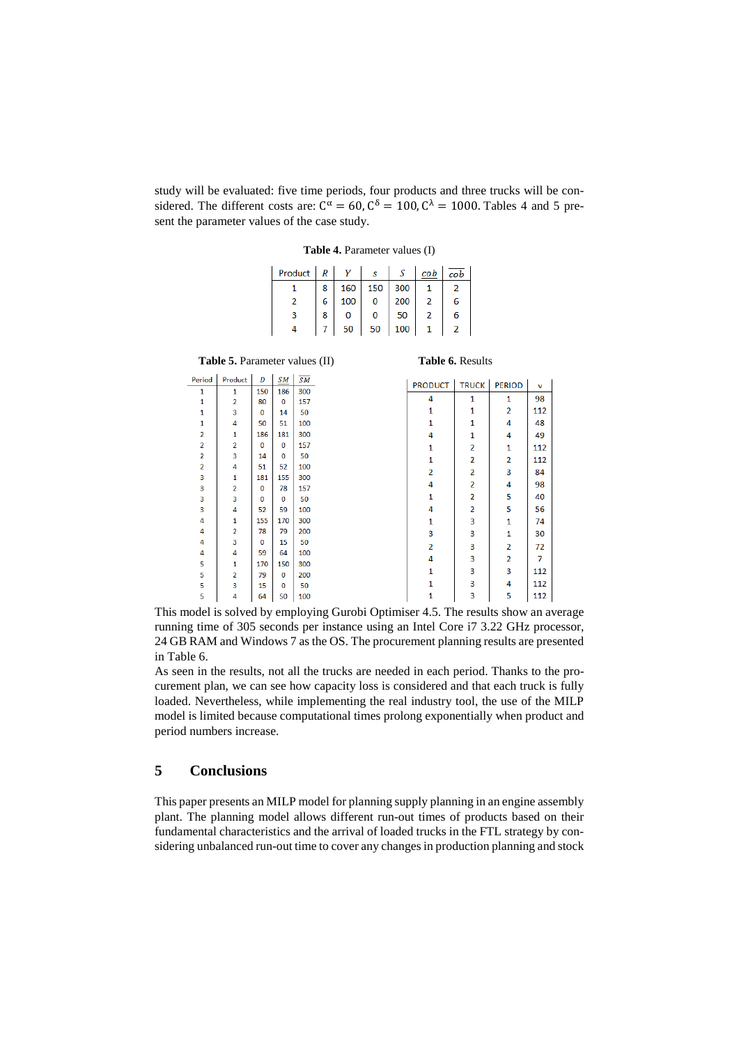study will be evaluated: five time periods, four products and three trucks will be considered. The different costs are: $C^{\alpha} = 60, C^{\delta} = 100, C^{\lambda} = 1000$. Tables 4 and 5 present the parameter values of the case study.

**Table 4.** Parameter values (I)

| Product | $R$ | $Y$ | $s$ | $S$ | $\underline{cob}$ | $\overline{cob}$ |
|---|---|---|---|---|---|---|
| 1 | 8 | 160 | 150 | 300 | 1 | 2 |
| 2 | 6 | 100 | 0 | 200 | 2 | 6 |
| 3 | 8 | 0 | 0 | 50 | 2 | 6 |
| 4 | 7 | 50 | 50 | 100 | 1 | 2 |

**Table 5.** Parameter values (II)

| Period | Product | $D$ | $\underline{SM}$ | $\overline{SM}$ |
|---|---|---|---|---|
| 1 | 1 | 150 | 186 | 300 |
| 1 | 2 | 80 | 0 | 157 |
| 1 | 3 | 0 | 14 | 50 |
| 1 | 4 | 50 | 51 | 100 |
| 2 | 1 | 186 | 181 | 300 |
| 2 | 2 | 0 | 0 | 157 |
| 2 | 3 | 14 | 0 | 50 |
| 2 | 4 | 51 | 52 | 100 |
| 3 | 1 | 181 | 155 | 300 |
| 3 | 2 | 0 | 78 | 157 |
| 3 | 3 | 0 | 0 | 50 |
| 3 | 4 | 52 | 59 | 100 |
| 4 | 1 | 155 | 170 | 300 |
| 4 | 2 | 78 | 79 | 200 |
| 4 | 3 | 0 | 15 | 50 |
| 4 | 4 | 59 | 64 | 100 |
| 5 | 1 | 170 | 150 | 300 |
| 5 | 2 | 79 | 0 | 200 |
| 5 | 3 | 15 | 0 | 50 |
| 5 | 4 | 64 | 50 | 100 |

**Table 6.** Results

| PRODUCT | TRUCK | PERIOD | v |
|---|---|---|---|
| 4 | 1 | 1 | 98 |
| 1 | 1 | 2 | 112 |
| 1 | 1 | 4 | 48 |
| 4 | 1 | 4 | 49 |
| 1 | 2 | 1 | 112 |
| 1 | 2 | 2 | 112 |
| 2 | 2 | 3 | 84 |
| 4 | 2 | 4 | 98 |
| 1 | 2 | 5 | 40 |
| 4 | 2 | 5 | 56 |
| 1 | 3 | 1 | 74 |
| 3 | 3 | 1 | 30 |
| 2 | 3 | 2 | 72 |
| 4 | 3 | 2 | 7 |
| 1 | 3 | 3 | 112 |
| 1 | 3 | 4 | 112 |
| 1 | 3 | 5 | 112 |

This model is solved by employing Gurobi Optimiser 4.5. The results show an average running time of 305 seconds per instance using an Intel Core i7 3.22 GHz processor, 24 GB RAM and Windows 7 as the OS. The procurement planning results are presented in Table 6.

As seen in the results, not all the trucks are needed in each period. Thanks to the procurement plan, we can see how capacity loss is considered and that each truck is fully loaded. Nevertheless, while implementing the real industry tool, the use of the MILP model is limited because computational times prolong exponentially when product and period numbers increase.

## 5 Conclusions

This paper presents an MILP model for planning supply planning in an engine assembly plant. The planning model allows different run-out times of products based on their fundamental characteristics and the arrival of loaded trucks in the FTL strategy by considering unbalanced run-out time to cover any changes in production planning and stock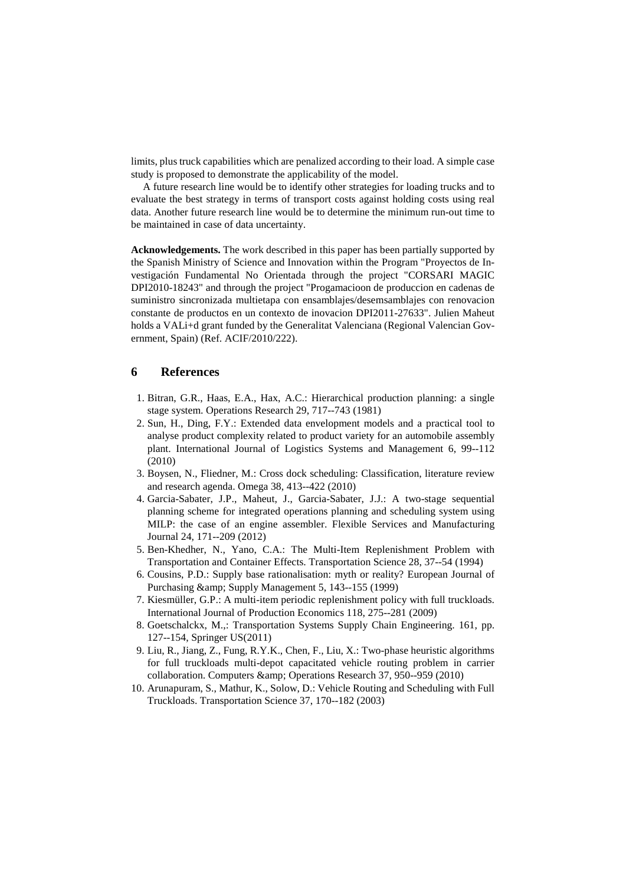limits, plus truck capabilities which are penalized according to their load. A simple case study is proposed to demonstrate the applicability of the model.

A future research line would be to identify other strategies for loading trucks and to evaluate the best strategy in terms of transport costs against holding costs using real data. Another future research line would be to determine the minimum run-out time to be maintained in case of data uncertainty.

**Acknowledgements.** The work described in this paper has been partially supported by the Spanish Ministry of Science and Innovation within the Program "Proyectos de Investigación Fundamental No Orientada through the project "CORSARI MAGIC DPI2010-18243" and through the project "Progamacioon de produccion en cadenas de suministro sincronizada multietapa con ensamblajes/desemsamblajes con renovacion constante de productos en un contexto de inovacion DPI2011-27633". Julien Maheut holds a VALi+d grant funded by the Generalitat Valenciana (Regional Valencian Government, Spain) (Ref. ACIF/2010/222).

## 6 References

1. Bitran, G.R., Haas, E.A., Hax, A.C.: Hierarchical production planning: a single stage system. Operations Research 29, 717--743 (1981)
2. Sun, H., Ding, F.Y.: Extended data envelopment models and a practical tool to analyse product complexity related to product variety for an automobile assembly plant. International Journal of Logistics Systems and Management 6, 99--112 (2010)
3. Boysen, N., Fliedner, M.: Cross dock scheduling: Classification, literature review and research agenda. Omega 38, 413--422 (2010)
4. Garcia-Sabater, J.P., Maheut, J., Garcia-Sabater, J.J.: A two-stage sequential planning scheme for integrated operations planning and scheduling system using MILP: the case of an engine assembler. Flexible Services and Manufacturing Journal 24, 171--209 (2012)
5. Ben-Khedher, N., Yano, C.A.: The Multi-Item Replenishment Problem with Transportation and Container Effects. Transportation Science 28, 37--54 (1994)
6. Cousins, P.D.: Supply base rationalisation: myth or reality? European Journal of Purchasing &amp; Supply Management 5, 143--155 (1999)
7. Kiesmüller, G.P.: A multi-item periodic replenishment policy with full truckloads. International Journal of Production Economics 118, 275--281 (2009)
8. Goetschalckx, M.,: Transportation Systems Supply Chain Engineering. 161, pp. 127--154, Springer US(2011)
9. Liu, R., Jiang, Z., Fung, R.Y.K., Chen, F., Liu, X.: Two-phase heuristic algorithms for full truckloads multi-depot capacitated vehicle routing problem in carrier collaboration. Computers &amp; Operations Research 37, 950--959 (2010)
10. Arunapuram, S., Mathur, K., Solow, D.: Vehicle Routing and Scheduling with Full Truckloads. Transportation Science 37, 170--182 (2003)